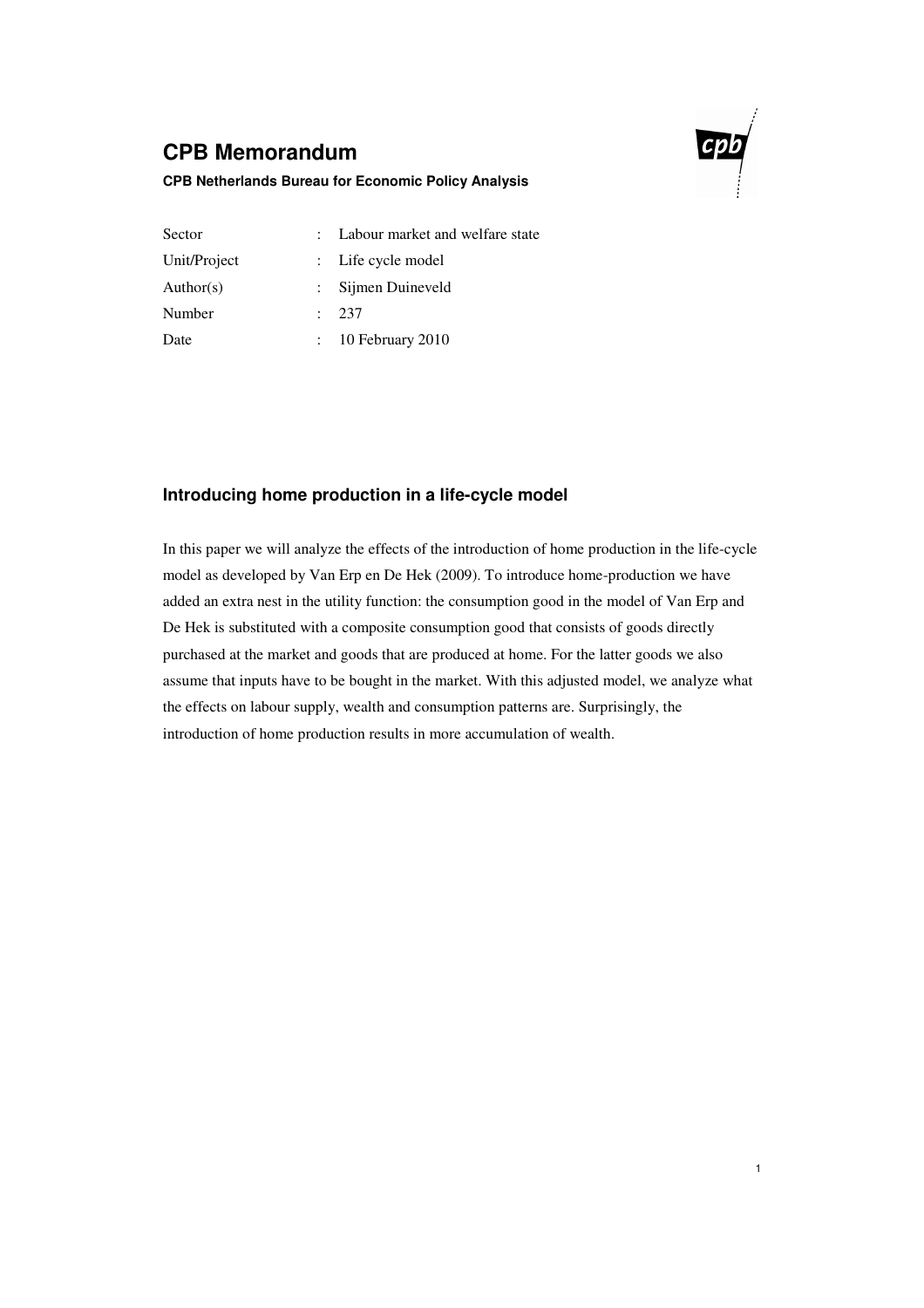# CPB Memorandum

**CPB Netherlands Bureau for Economic Policy Analysis**

| | | |
|---|---|---|
| Sector | : | Labour market and welfare state |
| Unit/Project | : | Life cycle model |
| Author(s) | : | Sijmen Duineveld |
| Number | : | 237 |
| Date | : | 10 February 2010 |

## Introducing home production in a life-cycle model

In this paper we will analyze the effects of the introduction of home production in the life-cycle model as developed by Van Erp en De Hek (2009). To introduce home-production we have added an extra nest in the utility function: the consumption good in the model of Van Erp and De Hek is substituted with a composite consumption good that consists of goods directly purchased at the market and goods that are produced at home. For the latter goods we also assume that inputs have to be bought in the market. With this adjusted model, we analyze what the effects on labour supply, wealth and consumption patterns are. Surprisingly, the introduction of home production results in more accumulation of wealth.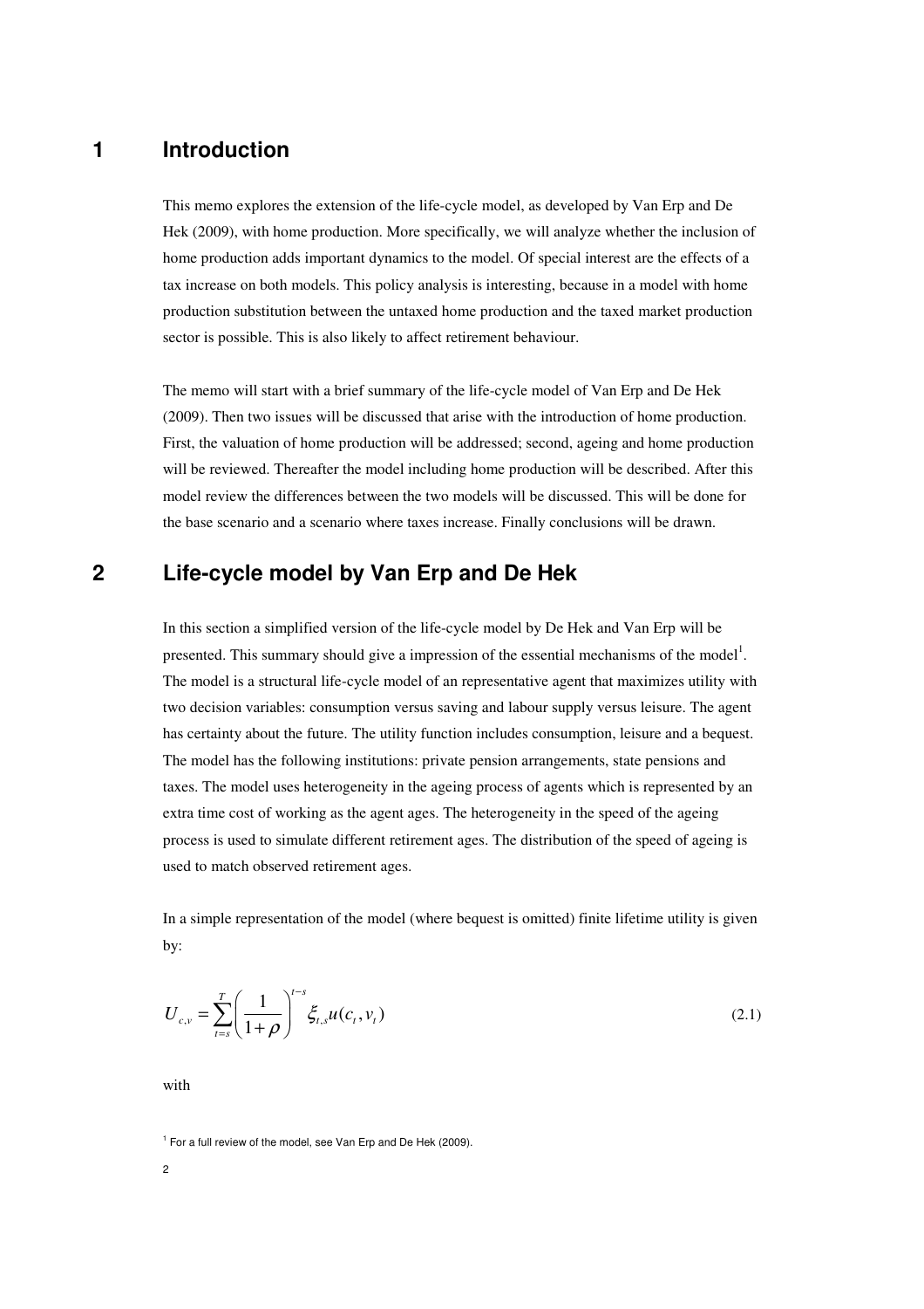# 1 Introduction

This memo explores the extension of the life-cycle model, as developed by Van Erp and De Hek (2009), with home production. More specifically, we will analyze whether the inclusion of home production adds important dynamics to the model. Of special interest are the effects of a tax increase on both models. This policy analysis is interesting, because in a model with home production substitution between the untaxed home production and the taxed market production sector is possible. This is also likely to affect retirement behaviour.

The memo will start with a brief summary of the life-cycle model of Van Erp and De Hek (2009). Then two issues will be discussed that arise with the introduction of home production. First, the valuation of home production will be addressed; second, ageing and home production will be reviewed. Thereafter the model including home production will be described. After this model review the differences between the two models will be discussed. This will be done for the base scenario and a scenario where taxes increase. Finally conclusions will be drawn.

# 2 Life-cycle model by Van Erp and De Hek

In this section a simplified version of the life-cycle model by De Hek and Van Erp will be presented. This summary should give a impression of the essential mechanisms of the model[1]. The model is a structural life-cycle model of an representative agent that maximizes utility with two decision variables: consumption versus saving and labour supply versus leisure. The agent has certainty about the future. The utility function includes consumption, leisure and a bequest. The model has the following institutions: private pension arrangements, state pensions and taxes. The model uses heterogeneity in the ageing process of agents which is represented by an extra time cost of working as the agent ages. The heterogeneity in the speed of the ageing process is used to simulate different retirement ages. The distribution of the speed of ageing is used to match observed retirement ages.

In a simple representation of the model (where bequest is omitted) finite lifetime utility is given by:

$$U_{c,v} = \sum_{t=s}^{T} \left( \frac{1}{1+\rho} \right)^{t-s} \xi_{t,s} u(c_t, v_t) \tag{2.1}$$

with

[1] For a full review of the model, see Van Erp and De Hek (2009).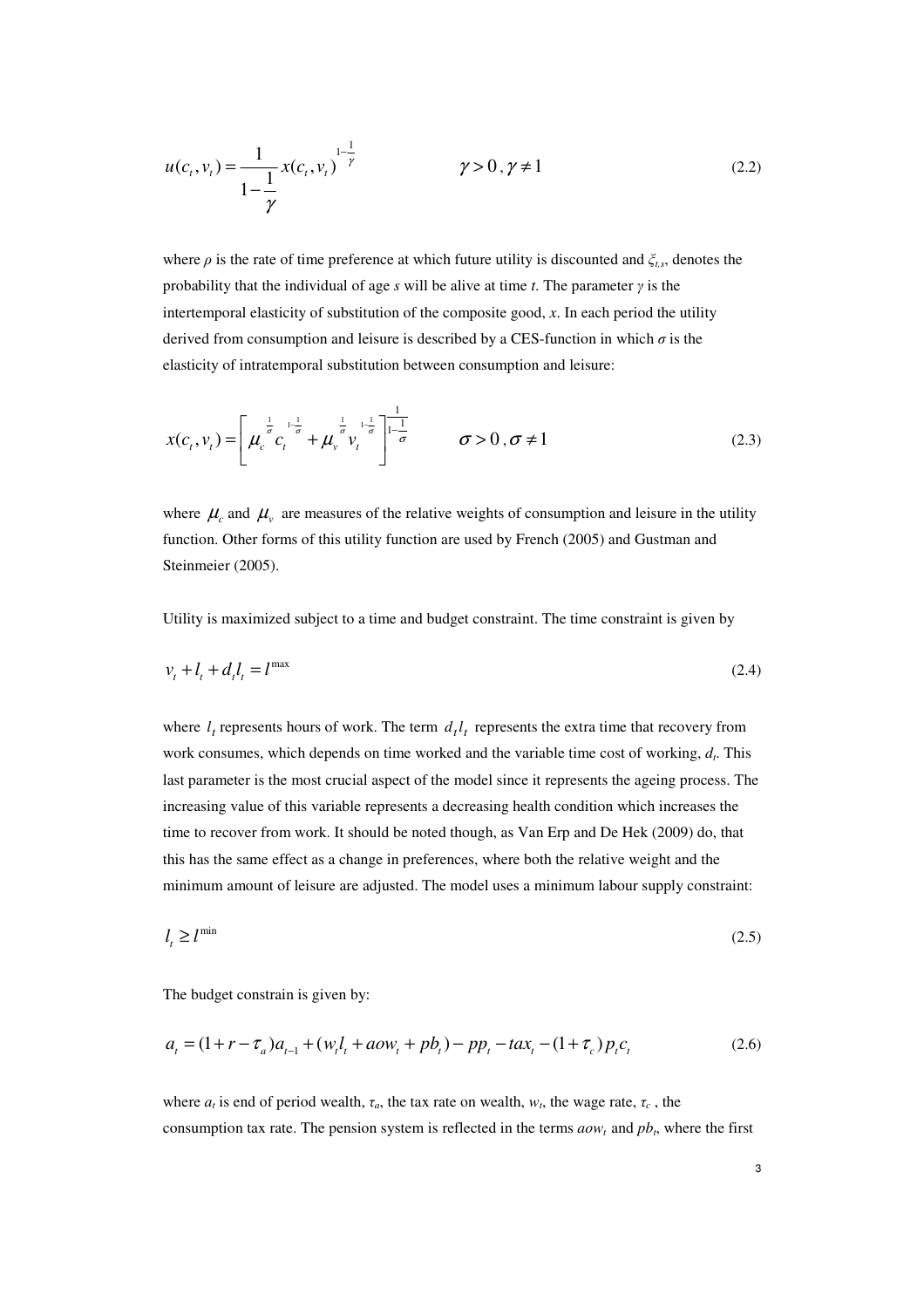$$u(c_t, v_t) = \frac{1}{1-\frac{1}{\gamma}} x(c_t, v_t)^{1-\frac{1}{\gamma}} \qquad \gamma > 0, \gamma \neq 1 \tag{2.2}$$

where $\rho$ is the rate of time preference at which future utility is discounted and $\xi_{t,s}$, denotes the probability that the individual of age $s$ will be alive at time $t$. The parameter $\gamma$ is the intertemporal elasticity of substitution of the composite good, $x$. In each period the utility derived from consumption and leisure is described by a CES-function in which $\sigma$ is the elasticity of intratemporal substitution between consumption and leisure:

$$x(c_t, v_t) = \left[ \mu_c^{\frac{1}{\sigma}} c_t^{1-\frac{1}{\sigma}} + \mu_v^{\frac{1}{\sigma}} v_t^{1-\frac{1}{\sigma}} \right]^{\frac{1}{1-\frac{1}{\sigma}}} \qquad \sigma > 0, \sigma \neq 1 \tag{2.3}$$

where $\mu_c$ and $\mu_v$ are measures of the relative weights of consumption and leisure in the utility function. Other forms of this utility function are used by French (2005) and Gustman and Steinmeier (2005).

Utility is maximized subject to a time and budget constraint. The time constraint is given by

$$v_t + l_t + d_t l_t = l^{\max} \tag{2.4}$$

where $l_t$ represents hours of work. The term $d_t l_t$ represents the extra time that recovery from work consumes, which depends on time worked and the variable time cost of working, $d_t$. This last parameter is the most crucial aspect of the model since it represents the ageing process. The increasing value of this variable represents a decreasing health condition which increases the time to recover from work. It should be noted though, as Van Erp and De Hek (2009) do, that this has the same effect as a change in preferences, where both the relative weight and the minimum amount of leisure are adjusted. The model uses a minimum labour supply constraint:

$$l_t \geq l^{\min} \tag{2.5}$$

The budget constrain is given by:

$$a_t = (1 + r - \tau_a) a_{t-1} + (w_t l_t + aow_t + pb_t) - pp_t - tax_t - (1 + \tau_c) p_t c_t \tag{2.6}$$

where $a_t$ is end of period wealth, $\tau_a$, the tax rate on wealth, $w_t$, the wage rate, $\tau_c$ , the consumption tax rate. The pension system is reflected in the terms $aow_t$ and $pb_t$, where the first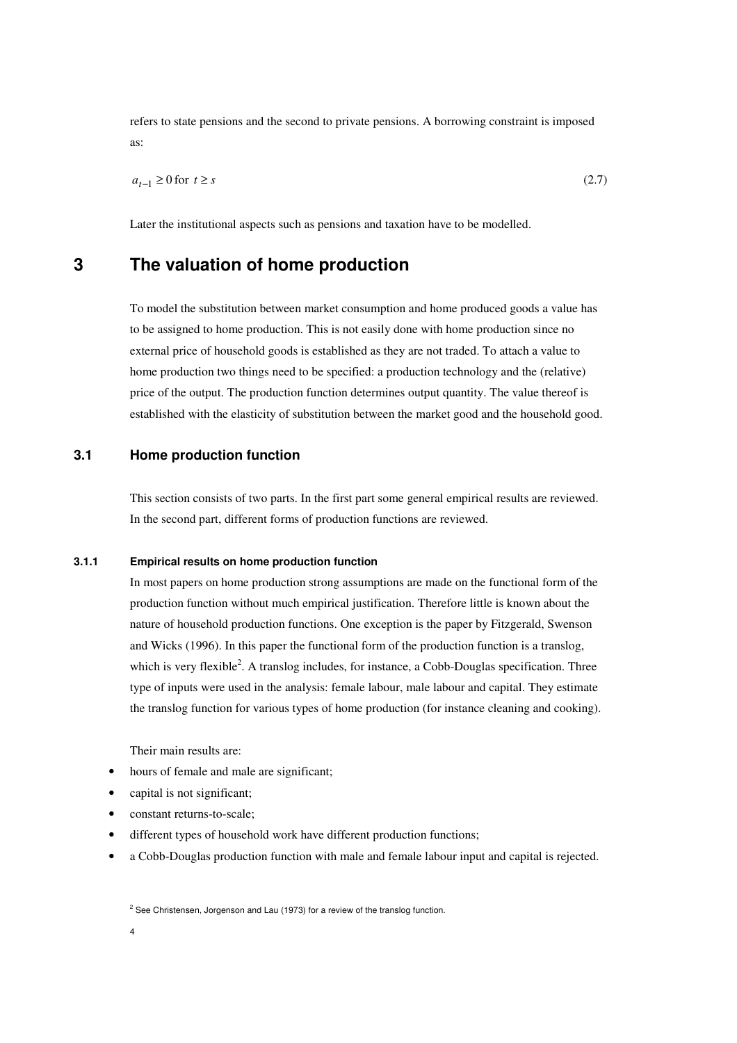refers to state pensions and the second to private pensions. A borrowing constraint is imposed as:

$$a_{t-1} \geq 0 \text{ for } t \geq s \tag{2.7}$$

Later the institutional aspects such as pensions and taxation have to be modelled.

# 3 The valuation of home production

To model the substitution between market consumption and home produced goods a value has to be assigned to home production. This is not easily done with home production since no external price of household goods is established as they are not traded. To attach a value to home production two things need to be specified: a production technology and the (relative) price of the output. The production function determines output quantity. The value thereof is established with the elasticity of substitution between the market good and the household good.

## 3.1 Home production function

This section consists of two parts. In the first part some general empirical results are reviewed. In the second part, different forms of production functions are reviewed.

### 3.1.1 Empirical results on home production function

In most papers on home production strong assumptions are made on the functional form of the production function without much empirical justification. Therefore little is known about the nature of household production functions. One exception is the paper by Fitzgerald, Swenson and Wicks (1996). In this paper the functional form of the production function is a translog, which is very flexible[2]. A translog includes, for instance, a Cobb-Douglas specification. Three type of inputs were used in the analysis: female labour, male labour and capital. They estimate the translog function for various types of home production (for instance cleaning and cooking).

Their main results are:

- hours of female and male are significant;
- capital is not significant;
- constant returns-to-scale;
- different types of household work have different production functions;
- a Cobb-Douglas production function with male and female labour input and capital is rejected.

[2] See Christensen, Jorgenson and Lau (1973) for a review of the translog function.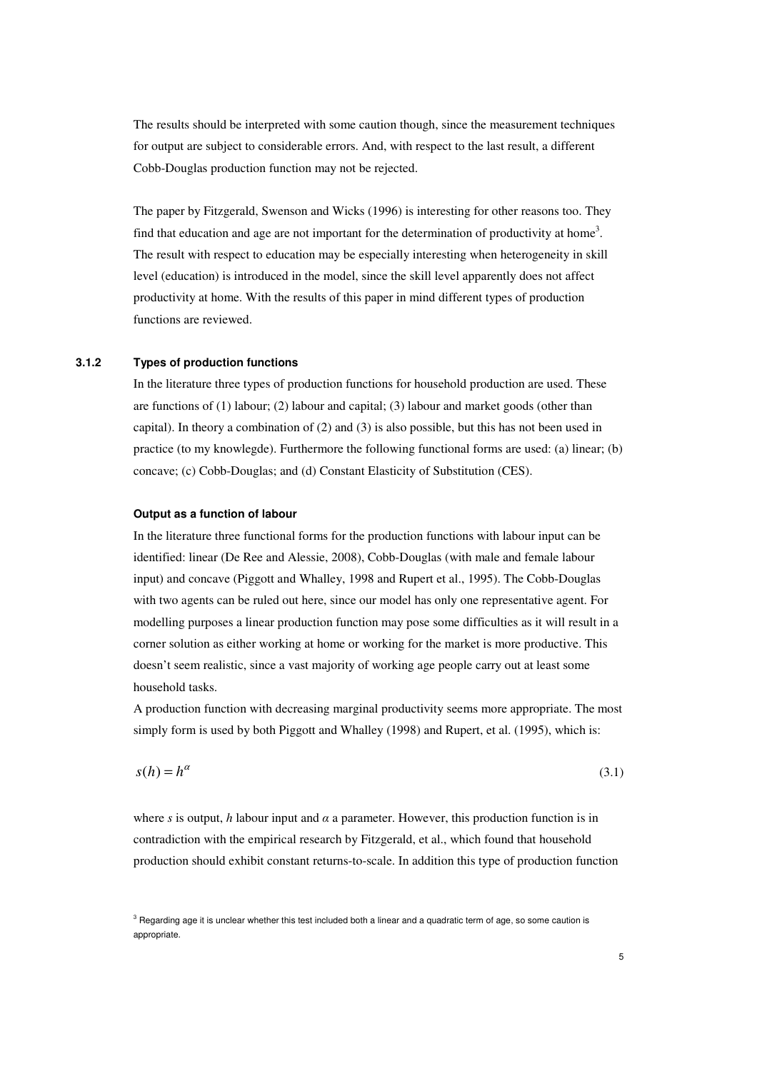The results should be interpreted with some caution though, since the measurement techniques for output are subject to considerable errors. And, with respect to the last result, a different Cobb-Douglas production function may not be rejected.

The paper by Fitzgerald, Swenson and Wicks (1996) is interesting for other reasons too. They find that education and age are not important for the determination of productivity at home[3]. The result with respect to education may be especially interesting when heterogeneity in skill level (education) is introduced in the model, since the skill level apparently does not affect productivity at home. With the results of this paper in mind different types of production functions are reviewed.

### 3.1.2 Types of production functions

In the literature three types of production functions for household production are used. These are functions of (1) labour; (2) labour and capital; (3) labour and market goods (other than capital). In theory a combination of (2) and (3) is also possible, but this has not been used in practice (to my knowlegde). Furthermore the following functional forms are used: (a) linear; (b) concave; (c) Cobb-Douglas; and (d) Constant Elasticity of Substitution (CES).

#### Output as a function of labour

In the literature three functional forms for the production functions with labour input can be identified: linear (De Ree and Alessie, 2008), Cobb-Douglas (with male and female labour input) and concave (Piggott and Whalley, 1998 and Rupert et al., 1995). The Cobb-Douglas with two agents can be ruled out here, since our model has only one representative agent. For modelling purposes a linear production function may pose some difficulties as it will result in a corner solution as either working at home or working for the market is more productive. This doesn't seem realistic, since a vast majority of working age people carry out at least some household tasks.

A production function with decreasing marginal productivity seems more appropriate. The most simply form is used by both Piggott and Whalley (1998) and Rupert, et al. (1995), which is:

$$s(h) = h^{\alpha} \tag{3.1}$$

where $s$ is output, $h$ labour input and $\alpha$ a parameter. However, this production function is in contradiction with the empirical research by Fitzgerald, et al., which found that household production should exhibit constant returns-to-scale. In addition this type of production function

[3] Regarding age it is unclear whether this test included both a linear and a quadratic term of age, so some caution is appropriate.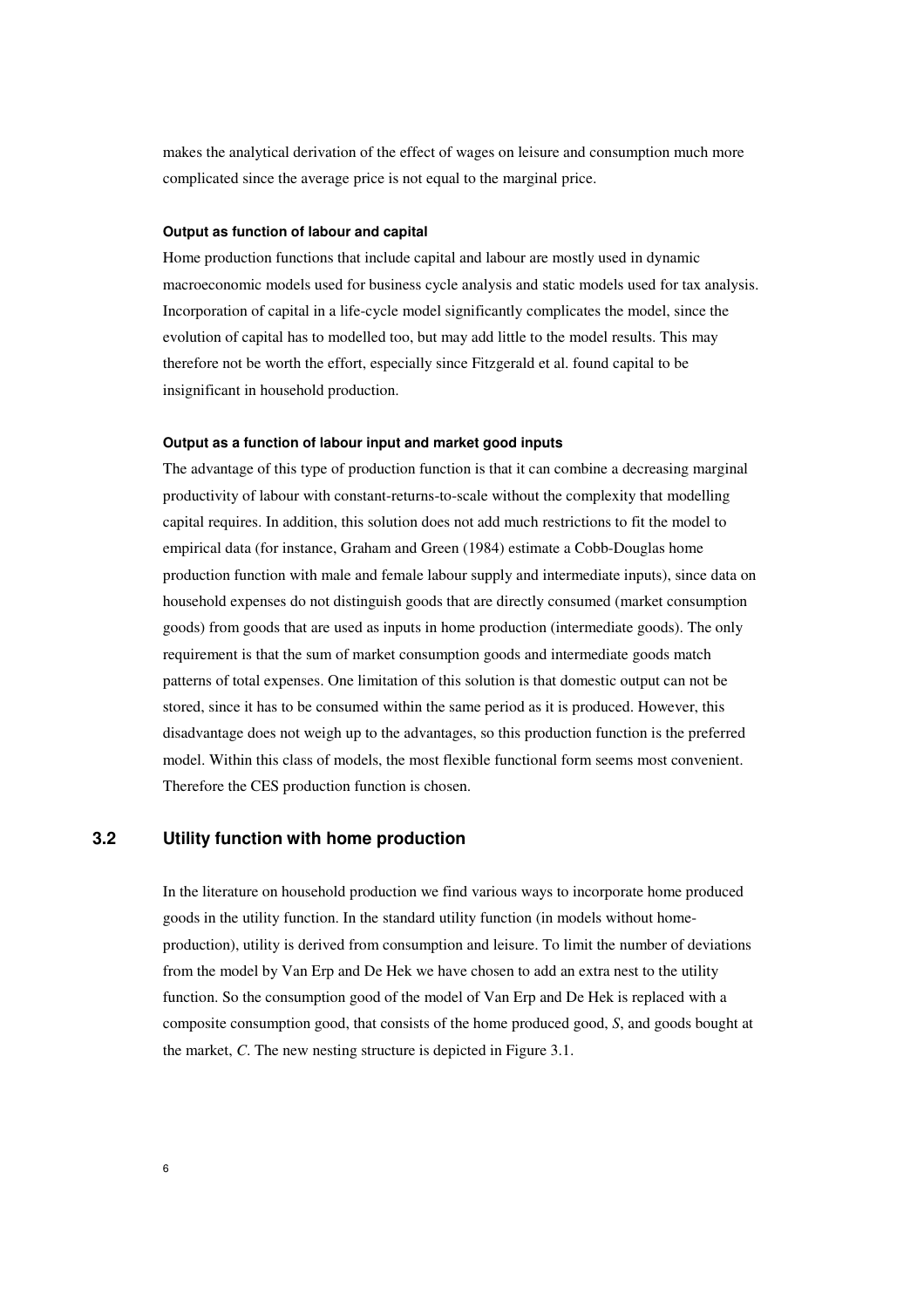makes the analytical derivation of the effect of wages on leisure and consumption much more complicated since the average price is not equal to the marginal price.

#### Output as function of labour and capital

Home production functions that include capital and labour are mostly used in dynamic macroeconomic models used for business cycle analysis and static models used for tax analysis. Incorporation of capital in a life-cycle model significantly complicates the model, since the evolution of capital has to modelled too, but may add little to the model results. This may therefore not be worth the effort, especially since Fitzgerald et al. found capital to be insignificant in household production.

#### Output as a function of labour input and market good inputs

The advantage of this type of production function is that it can combine a decreasing marginal productivity of labour with constant-returns-to-scale without the complexity that modelling capital requires. In addition, this solution does not add much restrictions to fit the model to empirical data (for instance, Graham and Green (1984) estimate a Cobb-Douglas home production function with male and female labour supply and intermediate inputs), since data on household expenses do not distinguish goods that are directly consumed (market consumption goods) from goods that are used as inputs in home production (intermediate goods). The only requirement is that the sum of market consumption goods and intermediate goods match patterns of total expenses. One limitation of this solution is that domestic output can not be stored, since it has to be consumed within the same period as it is produced. However, this disadvantage does not weigh up to the advantages, so this production function is the preferred model. Within this class of models, the most flexible functional form seems most convenient. Therefore the CES production function is chosen.

## 3.2 Utility function with home production

In the literature on household production we find various ways to incorporate home produced goods in the utility function. In the standard utility function (in models without home-production), utility is derived from consumption and leisure. To limit the number of deviations from the model by Van Erp and De Hek we have chosen to add an extra nest to the utility function. So the consumption good of the model of Van Erp and De Hek is replaced with a composite consumption good, that consists of the home produced good, *S*, and goods bought at the market, *C*. The new nesting structure is depicted in Figure 3.1.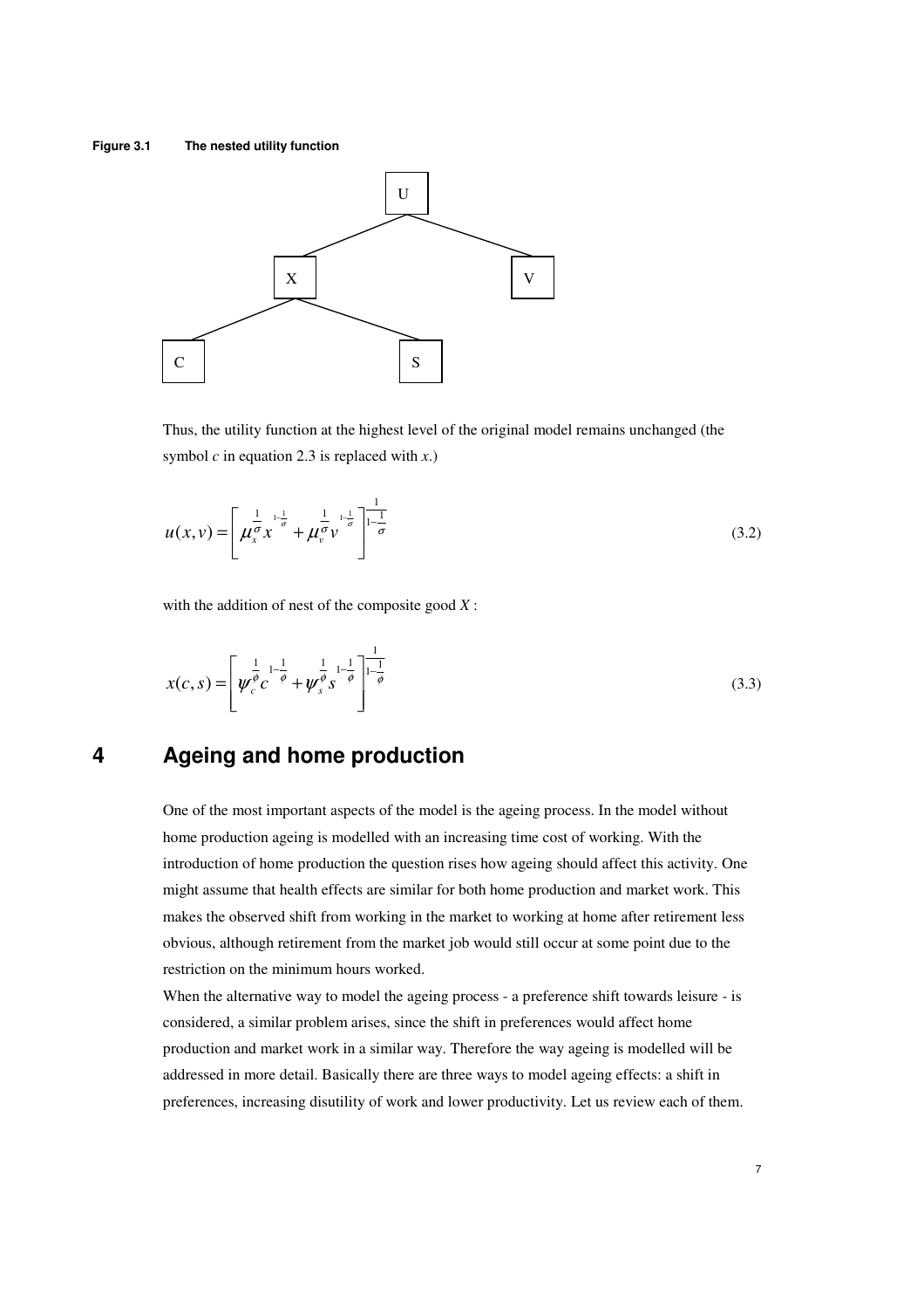**Figure 3.1 The nested utility function**

Thus, the utility function at the highest level of the original model remains unchanged (the symbol $c$ in equation 2.3 is replaced with $x$.)

$$u(x,v) = \left[ \mu_x^{\frac{1}{\sigma}} x^{1-\frac{1}{\sigma}} + \mu_v^{\frac{1}{\sigma}} v^{1-\frac{1}{\sigma}} \right]^{\frac{1}{1-\frac{1}{\sigma}}} \tag{3.2}$$

with the addition of nest of the composite good $X$ :

$$x(c,s) = \left[ \psi_c^{\frac{1}{\phi}} c^{1-\frac{1}{\phi}} + \psi_s^{\frac{1}{\phi}} s^{1-\frac{1}{\phi}} \right]^{\frac{1}{1-\frac{1}{\phi}}} \tag{3.3}$$

# 4 Ageing and home production

One of the most important aspects of the model is the ageing process. In the model without home production ageing is modelled with an increasing time cost of working. With the introduction of home production the question rises how ageing should affect this activity. One might assume that health effects are similar for both home production and market work. This makes the observed shift from working in the market to working at home after retirement less obvious, although retirement from the market job would still occur at some point due to the restriction on the minimum hours worked.

When the alternative way to model the ageing process - a preference shift towards leisure - is considered, a similar problem arises, since the shift in preferences would affect home production and market work in a similar way. Therefore the way ageing is modelled will be addressed in more detail. Basically there are three ways to model ageing effects: a shift in preferences, increasing disutility of work and lower productivity. Let us review each of them.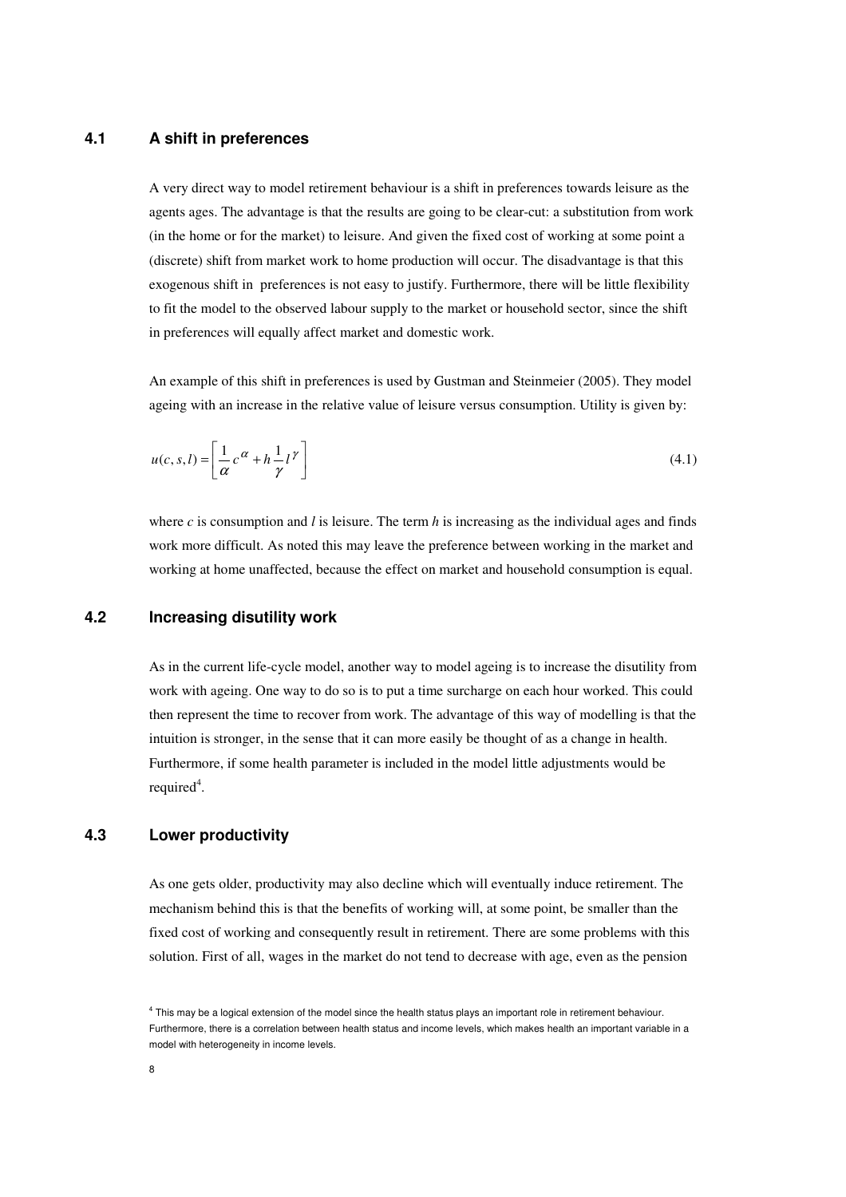### 4.1 A shift in preferences

A very direct way to model retirement behaviour is a shift in preferences towards leisure as the agents ages. The advantage is that the results are going to be clear-cut: a substitution from work (in the home or for the market) to leisure. And given the fixed cost of working at some point a (discrete) shift from market work to home production will occur. The disadvantage is that this exogenous shift in preferences is not easy to justify. Furthermore, there will be little flexibility to fit the model to the observed labour supply to the market or household sector, since the shift in preferences will equally affect market and domestic work.

An example of this shift in preferences is used by Gustman and Steinmeier (2005). They model ageing with an increase in the relative value of leisure versus consumption. Utility is given by:

$$u(c,s,l) = \left[ \frac{1}{\alpha} c^{\alpha} + h \frac{1}{\gamma} l^{\gamma} \right] \tag{4.1}$$

where $c$ is consumption and $l$ is leisure. The term $h$ is increasing as the individual ages and finds work more difficult. As noted this may leave the preference between working in the market and working at home unaffected, because the effect on market and household consumption is equal.

### 4.2 Increasing disutility work

As in the current life-cycle model, another way to model ageing is to increase the disutility from work with ageing. One way to do so is to put a time surcharge on each hour worked. This could then represent the time to recover from work. The advantage of this way of modelling is that the intuition is stronger, in the sense that it can more easily be thought of as a change in health. Furthermore, if some health parameter is included in the model little adjustments would be required[4].

### 4.3 Lower productivity

As one gets older, productivity may also decline which will eventually induce retirement. The mechanism behind this is that the benefits of working will, at some point, be smaller than the fixed cost of working and consequently result in retirement. There are some problems with this solution. First of all, wages in the market do not tend to decrease with age, even as the pension

[4] This may be a logical extension of the model since the health status plays an important role in retirement behaviour. Furthermore, there is a correlation between health status and income levels, which makes health an important variable in a model with heterogeneity in income levels.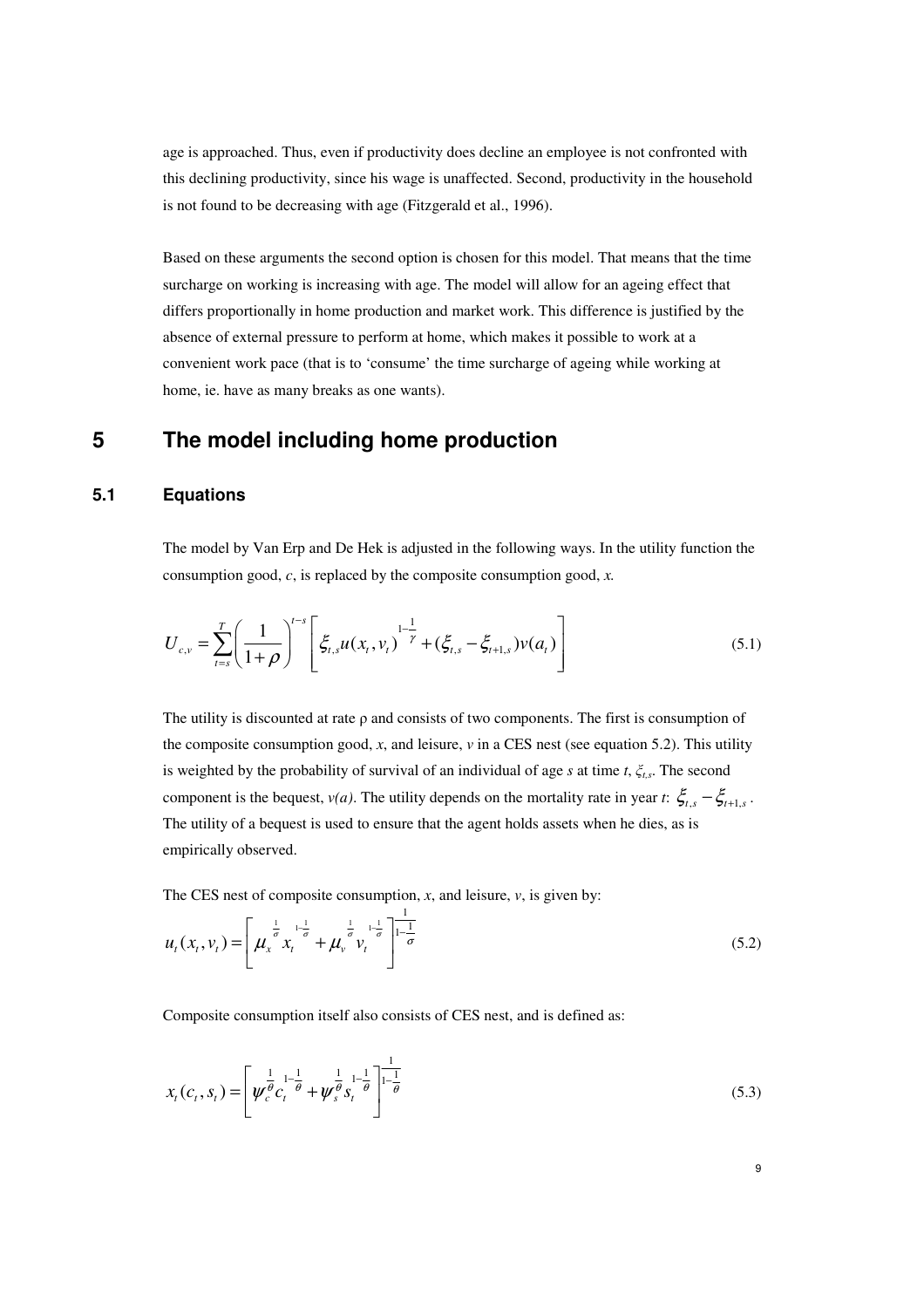age is approached. Thus, even if productivity does decline an employee is not confronted with this declining productivity, since his wage is unaffected. Second, productivity in the household is not found to be decreasing with age (Fitzgerald et al., 1996).

Based on these arguments the second option is chosen for this model. That means that the time surcharge on working is increasing with age. The model will allow for an ageing effect that differs proportionally in home production and market work. This difference is justified by the absence of external pressure to perform at home, which makes it possible to work at a convenient work pace (that is to 'consume' the time surcharge of ageing while working at home, ie. have as many breaks as one wants).

# 5 The model including home production

## 5.1 Equations

The model by Van Erp and De Hek is adjusted in the following ways. In the utility function the consumption good, *c*, is replaced by the composite consumption good, *x*.

$$U_{c,v} = \sum_{t=s}^{T} \left( \frac{1}{1+\rho} \right)^{t-s} \left[ \xi_{t,s} u(x_t, v_t)^{1-\frac{1}{\gamma}} + (\xi_{t,s} - \xi_{t+1,s}) v(a_t) \right] \tag{5.1}$$

The utility is discounted at rate ρ and consists of two components. The first is consumption of the composite consumption good, *x*, and leisure, *v* in a CES nest (see equation 5.2). This utility is weighted by the probability of survival of an individual of age *s* at time *t*, $\xi_{t,s}$. The second component is the bequest, *v(a)*. The utility depends on the mortality rate in year *t*: $\xi_{t,s} - \xi_{t+1,s}$. The utility of a bequest is used to ensure that the agent holds assets when he dies, as is empirically observed.

The CES nest of composite consumption, *x*, and leisure, *v*, is given by:

$$u_t(x_t, v_t) = \left[ \mu_x^{\frac{1}{\sigma}} x_t^{1-\frac{1}{\sigma}} + \mu_v^{\frac{1}{\sigma}} v_t^{1-\frac{1}{\sigma}} \right]^{\frac{1}{1-\frac{1}{\sigma}}} \tag{5.2}$$

Composite consumption itself also consists of CES nest, and is defined as:

$$x_t(c_t, s_t) = \left[ \psi_c^{\frac{1}{\theta}} c_t^{1-\frac{1}{\theta}} + \psi_s^{\frac{1}{\theta}} s_t^{1-\frac{1}{\theta}} \right]^{\frac{1}{1-\frac{1}{\theta}}} \tag{5.3}$$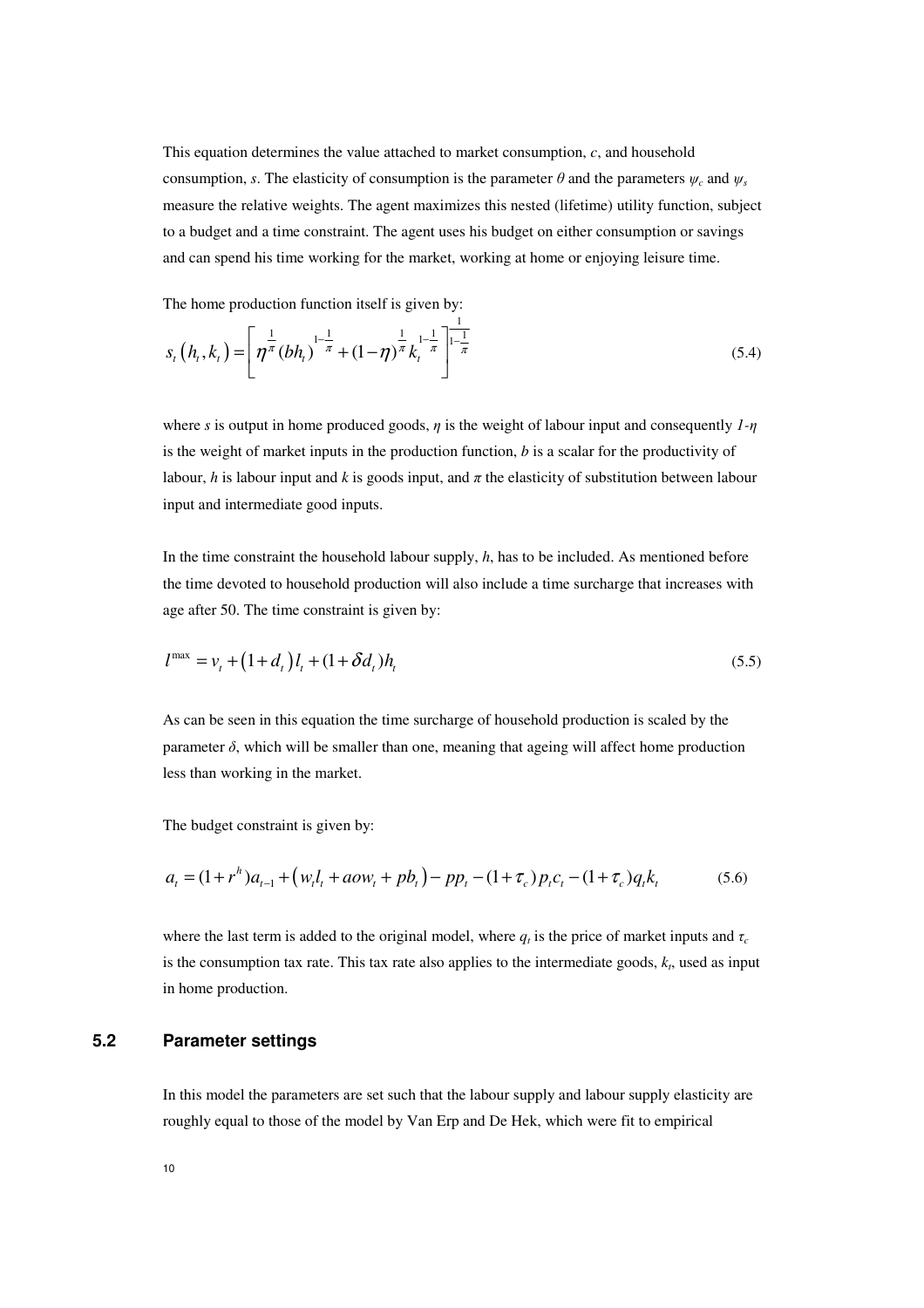This equation determines the value attached to market consumption, $c$, and household consumption, $s$. The elasticity of consumption is the parameter $\theta$ and the parameters $\psi_c$ and $\psi_s$ measure the relative weights. The agent maximizes this nested (lifetime) utility function, subject to a budget and a time constraint. The agent uses his budget on either consumption or savings and can spend his time working for the market, working at home or enjoying leisure time.

The home production function itself is given by:

$$s_t\left(h_t, k_t\right) = \left[\eta^{\frac{1}{\pi}}(bh_t)^{1-\frac{1}{\pi}} + (1-\eta)^{\frac{1}{\pi}} k_t^{1-\frac{1}{\pi}}\right]^{\frac{1}{1-\frac{1}{\pi}}} \tag{5.4}$$

where $s$ is output in home produced goods, $\eta$ is the weight of labour input and consequently $1-\eta$ is the weight of market inputs in the production function, $b$ is a scalar for the productivity of labour, $h$ is labour input and $k$ is goods input, and $\pi$ the elasticity of substitution between labour input and intermediate good inputs.

In the time constraint the household labour supply, $h$, has to be included. As mentioned before the time devoted to household production will also include a time surcharge that increases with age after 50. The time constraint is given by:

$$l^{\max} = v_t + \left(1+d_t\right) l_t + (1+\delta d_t) h_t \tag{5.5}$$

As can be seen in this equation the time surcharge of household production is scaled by the parameter $\delta$, which will be smaller than one, meaning that ageing will affect home production less than working in the market.

The budget constraint is given by:

$$a_t = (1+r^h) a_{t-1} + \left(w_t l_t + aow_t + pb_t\right) - pp_t - (1+\tau_c) p_t c_t - (1+\tau_c) q_t k_t \tag{5.6}$$

where the last term is added to the original model, where $q_t$ is the price of market inputs and $\tau_c$ is the consumption tax rate. This tax rate also applies to the intermediate goods, $k_t$, used as input in home production.

## 5.2 Parameter settings

In this model the parameters are set such that the labour supply and labour supply elasticity are roughly equal to those of the model by Van Erp and De Hek, which were fit to empirical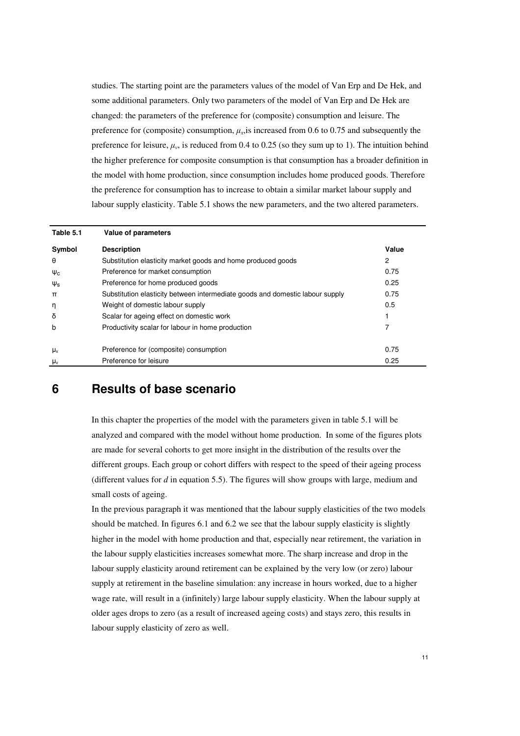studies. The starting point are the parameters values of the model of Van Erp and De Hek, and some additional parameters. Only two parameters of the model of Van Erp and De Hek are changed: the parameters of the preference for (composite) consumption and leisure. The preference for (composite) consumption, $\mu_x$,is increased from 0.6 to 0.75 and subsequently the preference for leisure, $\mu_v$, is reduced from 0.4 to 0.25 (so they sum up to 1). The intuition behind the higher preference for composite consumption is that consumption has a broader definition in the model with home production, since consumption includes home produced goods. Therefore the preference for consumption has to increase to obtain a similar market labour supply and labour supply elasticity. Table 5.1 shows the new parameters, and the two altered parameters.

**Table 5.1 Value of parameters**

| Symbol | Description | Value |
|---|---|---|
| $\theta$ | Substitution elasticity market goods and home produced goods | 2 |
| $\psi_C$ | Preference for market consumption | 0.75 |
| $\psi_S$ | Preference for home produced goods | 0.25 |
| $\pi$ | Substitution elasticity between intermediate goods and domestic labour supply | 0.75 |
| $\eta$ | Weight of domestic labour supply | 0.5 |
| $\delta$ | Scalar for ageing effect on domestic work | 1 |
| b | Productivity scalar for labour in home production | 7 |
| | | |
| $\mu_x$ | Preference for (composite) consumption | 0.75 |
| $\mu_v$ | Preference for leisure | 0.25 |

# 6 Results of base scenario

In this chapter the properties of the model with the parameters given in table 5.1 will be analyzed and compared with the model without home production. In some of the figures plots are made for several cohorts to get more insight in the distribution of the results over the different groups. Each group or cohort differs with respect to the speed of their ageing process (different values for *d* in equation 5.5). The figures will show groups with large, medium and small costs of ageing.

In the previous paragraph it was mentioned that the labour supply elasticities of the two models should be matched. In figures 6.1 and 6.2 we see that the labour supply elasticity is slightly higher in the model with home production and that, especially near retirement, the variation in the labour supply elasticities increases somewhat more. The sharp increase and drop in the labour supply elasticity around retirement can be explained by the very low (or zero) labour supply at retirement in the baseline simulation: any increase in hours worked, due to a higher wage rate, will result in a (infinitely) large labour supply elasticity. When the labour supply at older ages drops to zero (as a result of increased ageing costs) and stays zero, this results in labour supply elasticity of zero as well.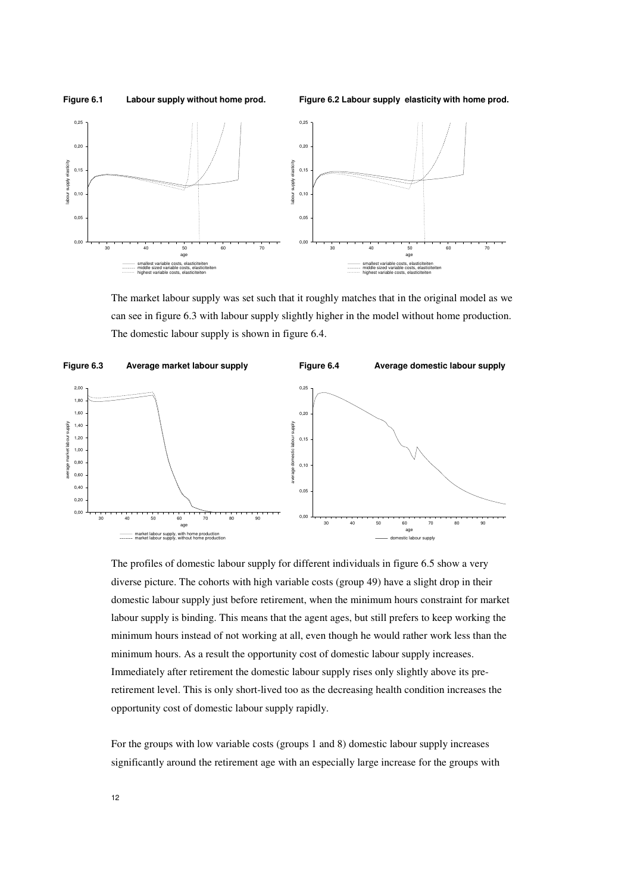**Figure 6.1 Labour supply without home prod.**

**Figure 6.2 Labour supply elasticity with home prod.**

The market labour supply was set such that it roughly matches that in the original model as we can see in figure 6.3 with labour supply slightly higher in the model without home production. The domestic labour supply is shown in figure 6.4.

**Figure 6.3 Average market labour supply**

**Figure 6.4 Average domestic labour supply**

The profiles of domestic labour supply for different individuals in figure 6.5 show a very diverse picture. The cohorts with high variable costs (group 49) have a slight drop in their domestic labour supply just before retirement, when the minimum hours constraint for market labour supply is binding. This means that the agent ages, but still prefers to keep working the minimum hours instead of not working at all, even though he would rather work less than the minimum hours. As a result the opportunity cost of domestic labour supply increases. Immediately after retirement the domestic labour supply rises only slightly above its pre-retirement level. This is only short-lived too as the decreasing health condition increases the opportunity cost of domestic labour supply rapidly.

For the groups with low variable costs (groups 1 and 8) domestic labour supply increases significantly around the retirement age with an especially large increase for the groups with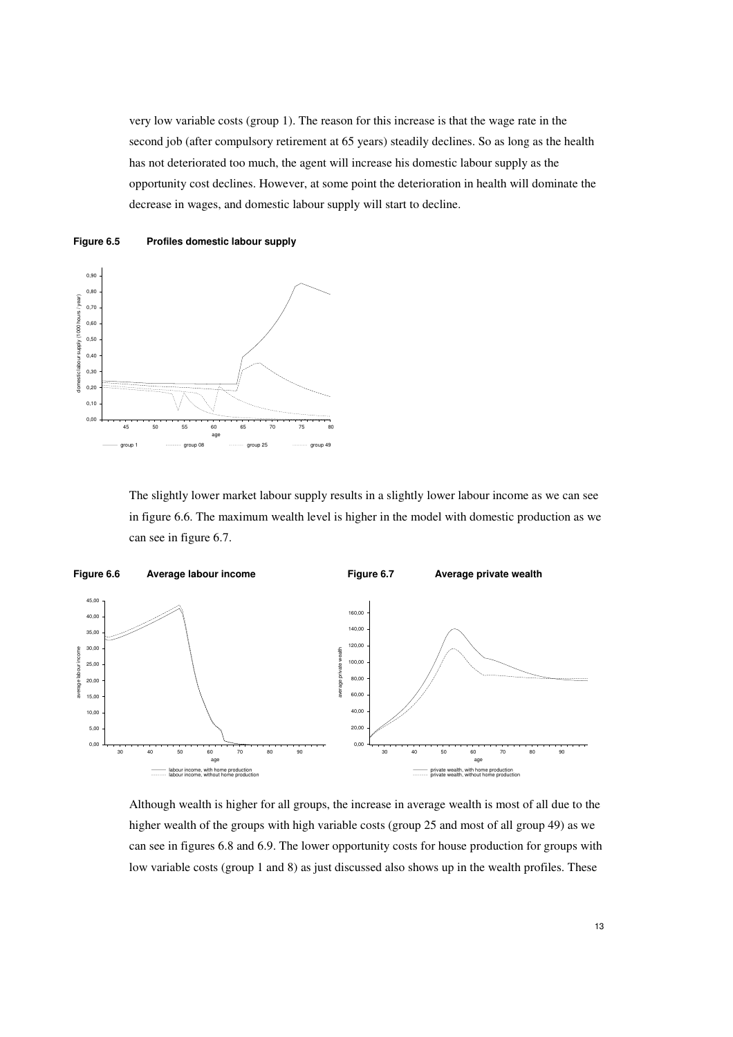very low variable costs (group 1). The reason for this increase is that the wage rate in the second job (after compulsory retirement at 65 years) steadily declines. So as long as the health has not deteriorated too much, the agent will increase his domestic labour supply as the opportunity cost declines. However, at some point the deterioration in health will dominate the decrease in wages, and domestic labour supply will start to decline.

**Figure 6.5 Profiles domestic labour supply**

The slightly lower market labour supply results in a slightly lower labour income as we can see in figure 6.6. The maximum wealth level is higher in the model with domestic production as we can see in figure 6.7.

**Figure 6.6 Average labour income**

**Figure 6.7 Average private wealth**

Although wealth is higher for all groups, the increase in average wealth is most of all due to the higher wealth of the groups with high variable costs (group 25 and most of all group 49) as we can see in figures 6.8 and 6.9. The lower opportunity costs for house production for groups with low variable costs (group 1 and 8) as just discussed also shows up in the wealth profiles. These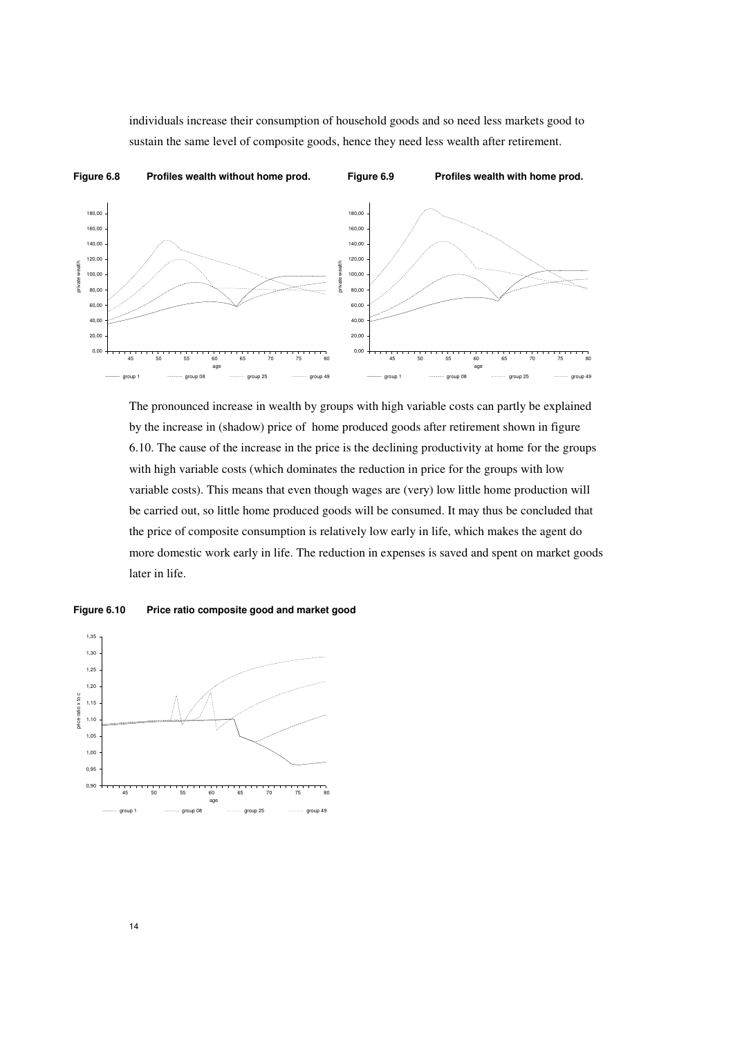individuals increase their consumption of household goods and so need less markets good to sustain the same level of composite goods, hence they need less wealth after retirement.

**Figure 6.8 Profiles wealth without home prod.**

**Figure 6.9 Profiles wealth with home prod.**

The pronounced increase in wealth by groups with high variable costs can partly be explained by the increase in (shadow) price of home produced goods after retirement shown in figure 6.10. The cause of the increase in the price is the declining productivity at home for the groups with high variable costs (which dominates the reduction in price for the groups with low variable costs). This means that even though wages are (very) low little home production will be carried out, so little home produced goods will be consumed. It may thus be concluded that the price of composite consumption is relatively low early in life, which makes the agent do more domestic work early in life. The reduction in expenses is saved and spent on market goods later in life.

**Figure 6.10 Price ratio composite good and market good**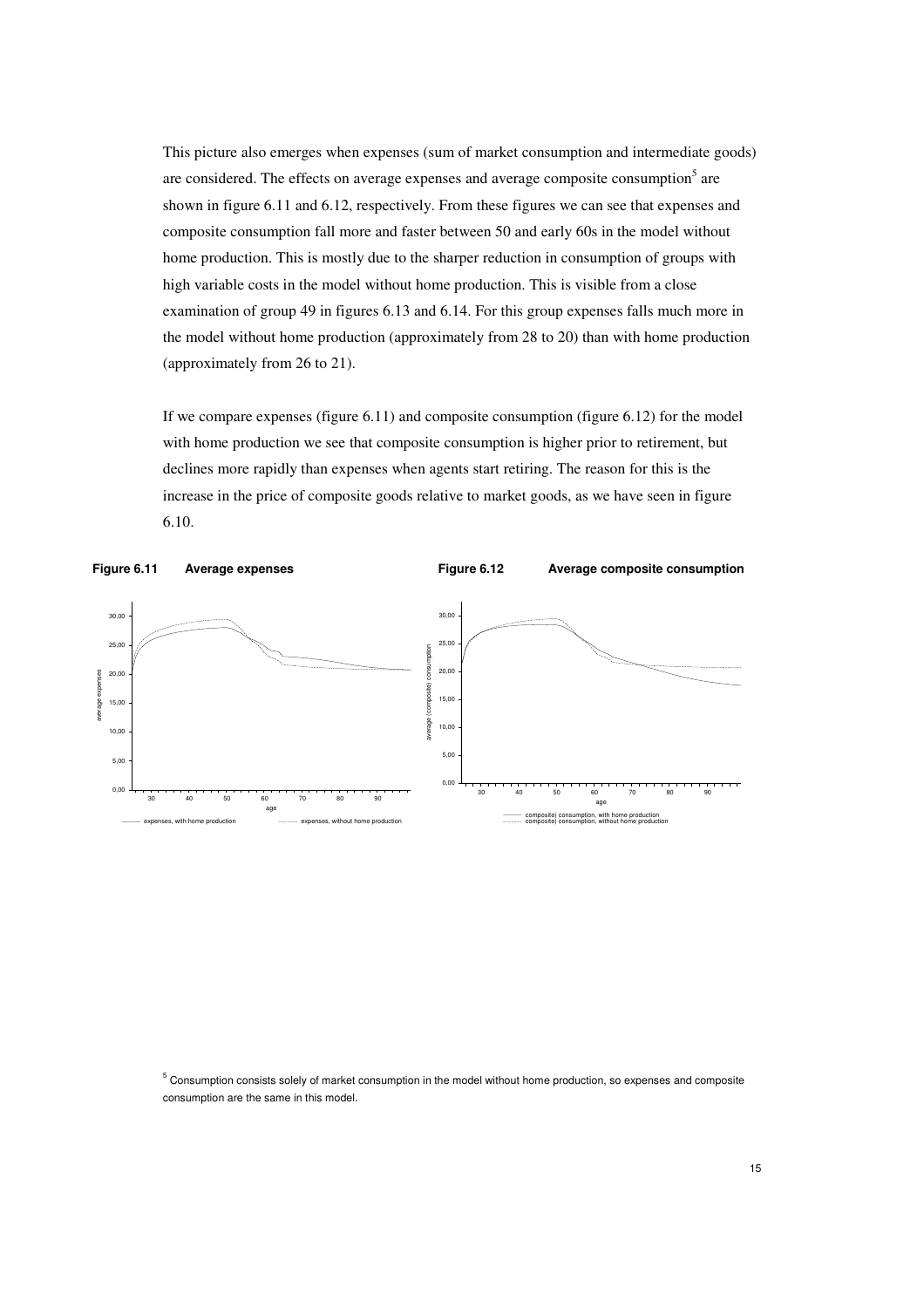This picture also emerges when expenses (sum of market consumption and intermediate goods) are considered. The effects on average expenses and average composite consumption[5] are shown in figure 6.11 and 6.12, respectively. From these figures we can see that expenses and composite consumption fall more and faster between 50 and early 60s in the model without home production. This is mostly due to the sharper reduction in consumption of groups with high variable costs in the model without home production. This is visible from a close examination of group 49 in figures 6.13 and 6.14. For this group expenses falls much more in the model without home production (approximately from 28 to 20) than with home production (approximately from 26 to 21).

If we compare expenses (figure 6.11) and composite consumption (figure 6.12) for the model with home production we see that composite consumption is higher prior to retirement, but declines more rapidly than expenses when agents start retiring. The reason for this is the increase in the price of composite goods relative to market goods, as we have seen in figure 6.10.

**Figure 6.11 Average expenses**

**Figure 6.12 Average composite consumption**

[5] Consumption consists solely of market consumption in the model without home production, so expenses and composite consumption are the same in this model.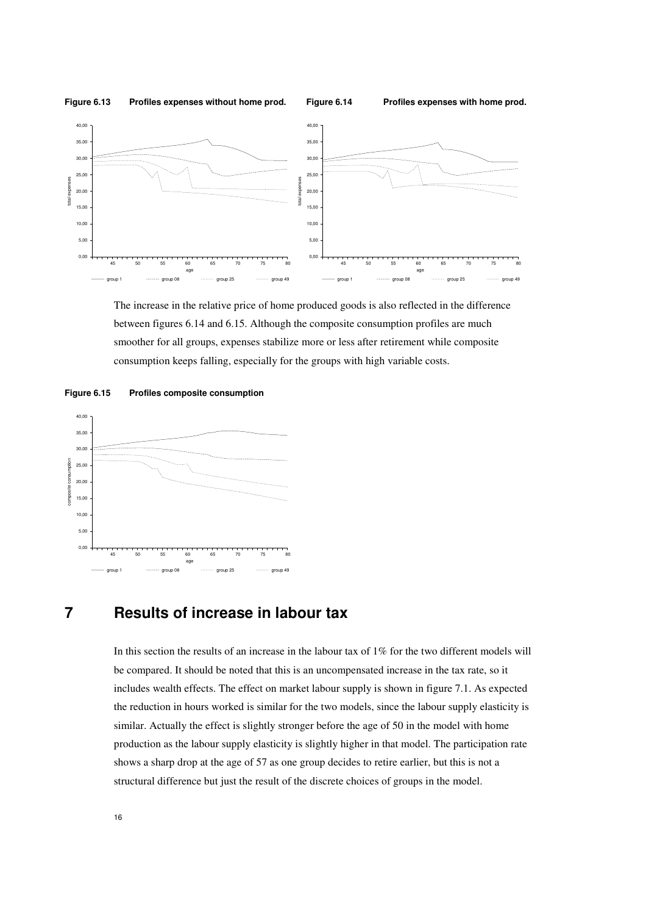**Figure 6.13 Profiles expenses without home prod.**

**Figure 6.14 Profiles expenses with home prod.**

The increase in the relative price of home produced goods is also reflected in the difference between figures 6.14 and 6.15. Although the composite consumption profiles are much smoother for all groups, expenses stabilize more or less after retirement while composite consumption keeps falling, especially for the groups with high variable costs.

**Figure 6.15 Profiles composite consumption**

# 7 Results of increase in labour tax

In this section the results of an increase in the labour tax of 1% for the two different models will be compared. It should be noted that this is an uncompensated increase in the tax rate, so it includes wealth effects. The effect on market labour supply is shown in figure 7.1. As expected the reduction in hours worked is similar for the two models, since the labour supply elasticity is similar. Actually the effect is slightly stronger before the age of 50 in the model with home production as the labour supply elasticity is slightly higher in that model. The participation rate shows a sharp drop at the age of 57 as one group decides to retire earlier, but this is not a structural difference but just the result of the discrete choices of groups in the model.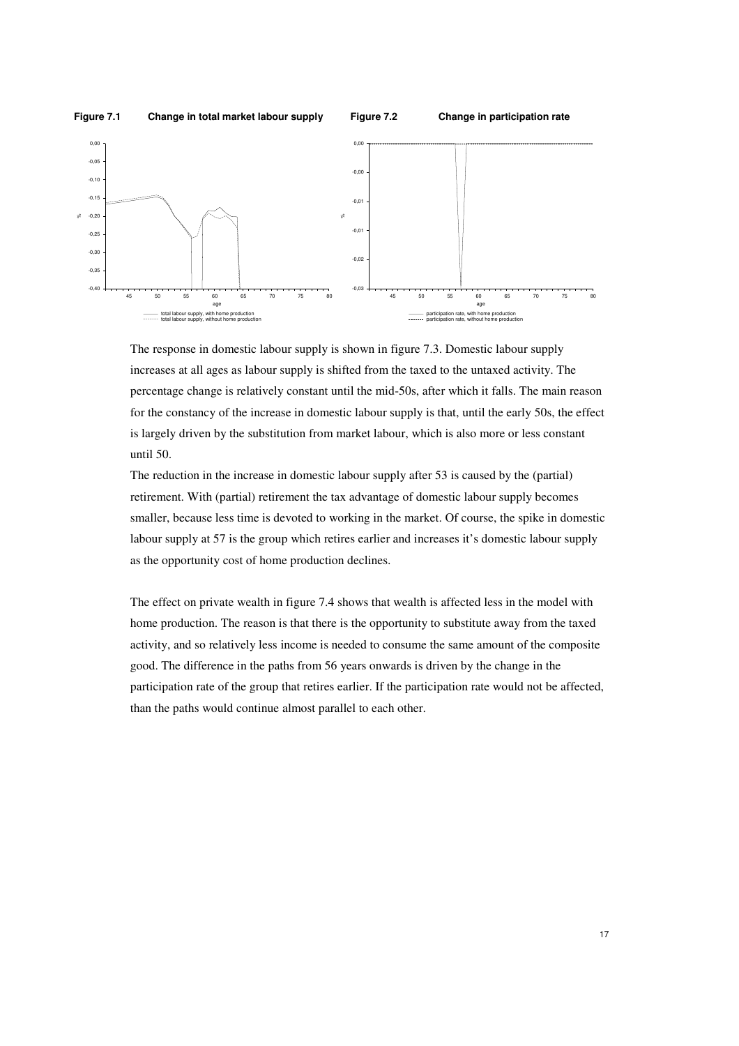**Figure 7.1 Change in total market labour supply**

**Figure 7.2 Change in participation rate**

The response in domestic labour supply is shown in figure 7.3. Domestic labour supply increases at all ages as labour supply is shifted from the taxed to the untaxed activity. The percentage change is relatively constant until the mid-50s, after which it falls. The main reason for the constancy of the increase in domestic labour supply is that, until the early 50s, the effect is largely driven by the substitution from market labour, which is also more or less constant until 50.

The reduction in the increase in domestic labour supply after 53 is caused by the (partial) retirement. With (partial) retirement the tax advantage of domestic labour supply becomes smaller, because less time is devoted to working in the market. Of course, the spike in domestic labour supply at 57 is the group which retires earlier and increases it's domestic labour supply as the opportunity cost of home production declines.

The effect on private wealth in figure 7.4 shows that wealth is affected less in the model with home production. The reason is that there is the opportunity to substitute away from the taxed activity, and so relatively less income is needed to consume the same amount of the composite good. The difference in the paths from 56 years onwards is driven by the change in the participation rate of the group that retires earlier. If the participation rate would not be affected, than the paths would continue almost parallel to each other.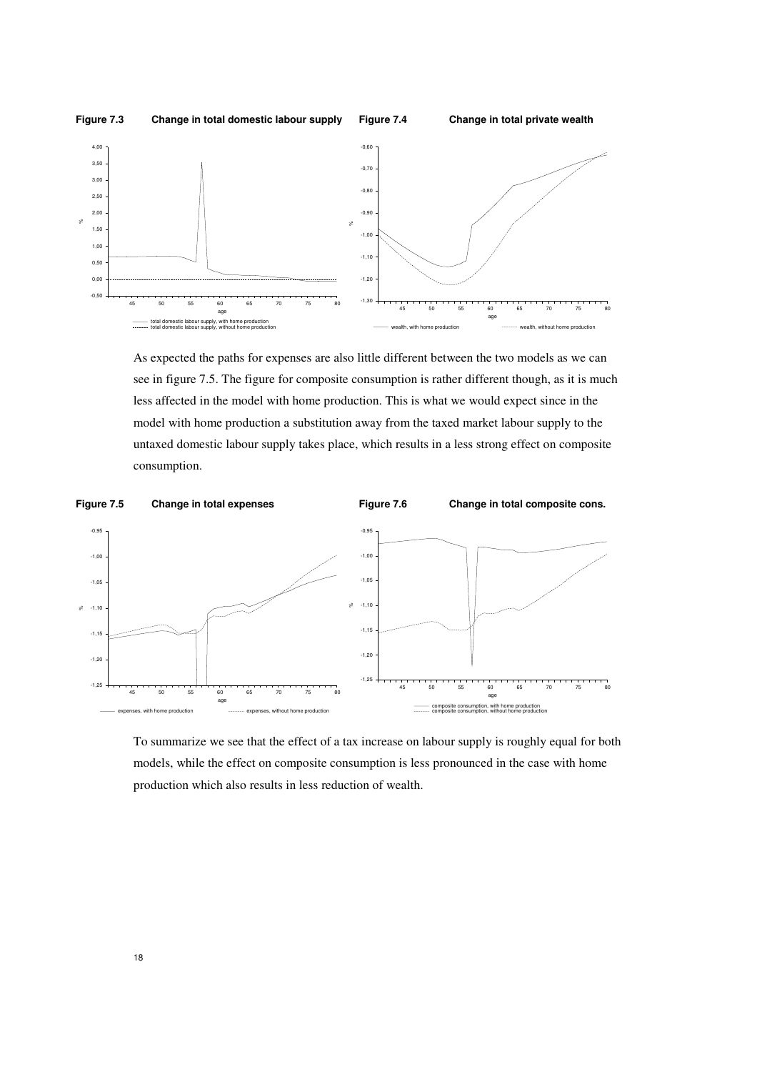**Figure 7.3 Change in total domestic labour supply**

**Figure 7.4 Change in total private wealth**

As expected the paths for expenses are also little different between the two models as we can see in figure 7.5. The figure for composite consumption is rather different though, as it is much less affected in the model with home production. This is what we would expect since in the model with home production a substitution away from the taxed market labour supply to the untaxed domestic labour supply takes place, which results in a less strong effect on composite consumption.

**Figure 7.5 Change in total expenses**

**Figure 7.6 Change in total composite cons.**

To summarize we see that the effect of a tax increase on labour supply is roughly equal for both models, while the effect on composite consumption is less pronounced in the case with home production which also results in less reduction of wealth.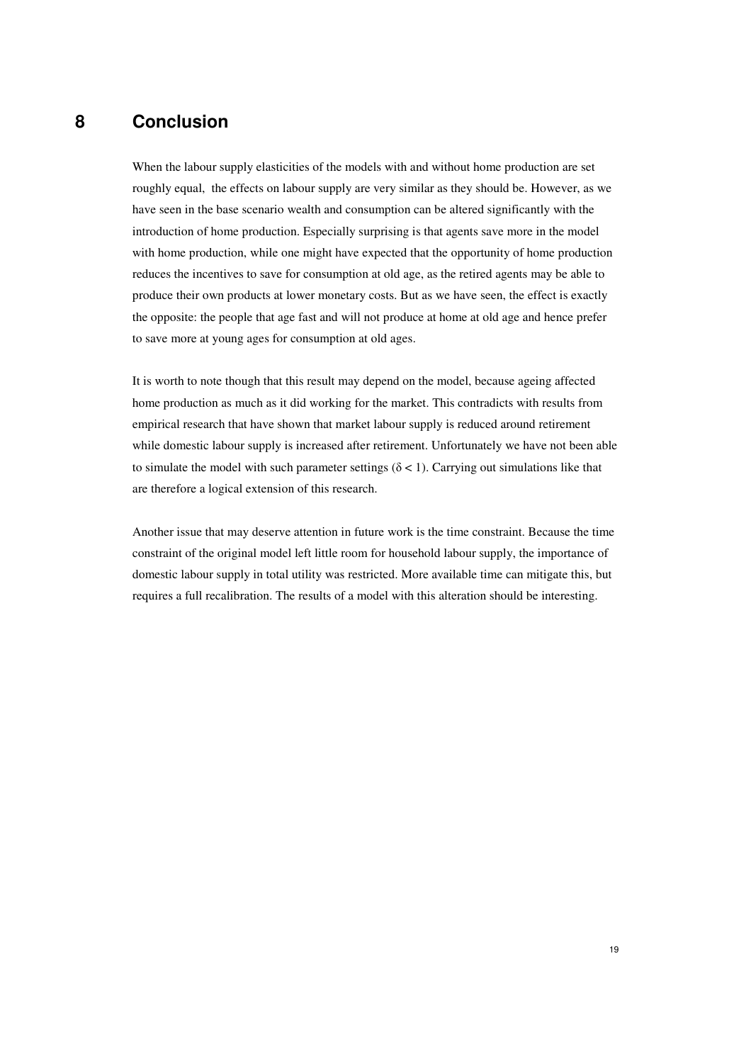# 8 Conclusion

When the labour supply elasticities of the models with and without home production are set roughly equal, the effects on labour supply are very similar as they should be. However, as we have seen in the base scenario wealth and consumption can be altered significantly with the introduction of home production. Especially surprising is that agents save more in the model with home production, while one might have expected that the opportunity of home production reduces the incentives to save for consumption at old age, as the retired agents may be able to produce their own products at lower monetary costs. But as we have seen, the effect is exactly the opposite: the people that age fast and will not produce at home at old age and hence prefer to save more at young ages for consumption at old ages.

It is worth to note though that this result may depend on the model, because ageing affected home production as much as it did working for the market. This contradicts with results from empirical research that have shown that market labour supply is reduced around retirement while domestic labour supply is increased after retirement. Unfortunately we have not been able to simulate the model with such parameter settings ($\delta < 1$). Carrying out simulations like that are therefore a logical extension of this research.

Another issue that may deserve attention in future work is the time constraint. Because the time constraint of the original model left little room for household labour supply, the importance of domestic labour supply in total utility was restricted. More available time can mitigate this, but requires a full recalibration. The results of a model with this alteration should be interesting.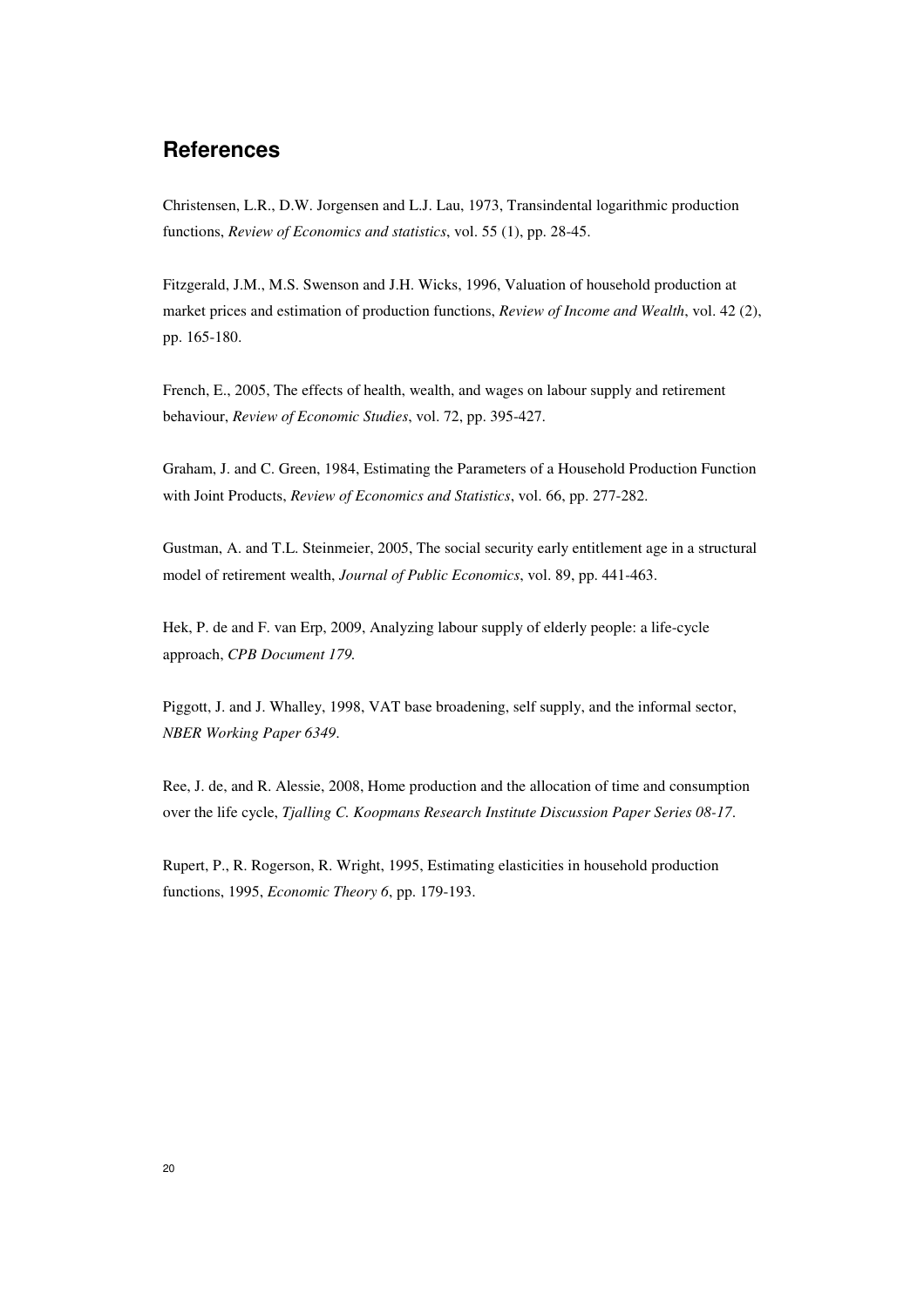## References

Christensen, L.R., D.W. Jorgensen and L.J. Lau, 1973, Transindental logarithmic production functions, *Review of Economics and statistics*, vol. 55 (1), pp. 28-45.

Fitzgerald, J.M., M.S. Swenson and J.H. Wicks, 1996, Valuation of household production at market prices and estimation of production functions, *Review of Income and Wealth*, vol. 42 (2), pp. 165-180.

French, E., 2005, The effects of health, wealth, and wages on labour supply and retirement behaviour, *Review of Economic Studies*, vol. 72, pp. 395-427.

Graham, J. and C. Green, 1984, Estimating the Parameters of a Household Production Function with Joint Products, *Review of Economics and Statistics*, vol. 66, pp. 277-282.

Gustman, A. and T.L. Steinmeier, 2005, The social security early entitlement age in a structural model of retirement wealth, *Journal of Public Economics*, vol. 89, pp. 441-463.

Hek, P. de and F. van Erp, 2009, Analyzing labour supply of elderly people: a life-cycle approach, *CPB Document 179.*

Piggott, J. and J. Whalley, 1998, VAT base broadening, self supply, and the informal sector, *NBER Working Paper 6349*.

Ree, J. de, and R. Alessie, 2008, Home production and the allocation of time and consumption over the life cycle, *Tjalling C. Koopmans Research Institute Discussion Paper Series 08-17*.

Rupert, P., R. Rogerson, R. Wright, 1995, Estimating elasticities in household production functions, 1995, *Economic Theory 6*, pp. 179-193.